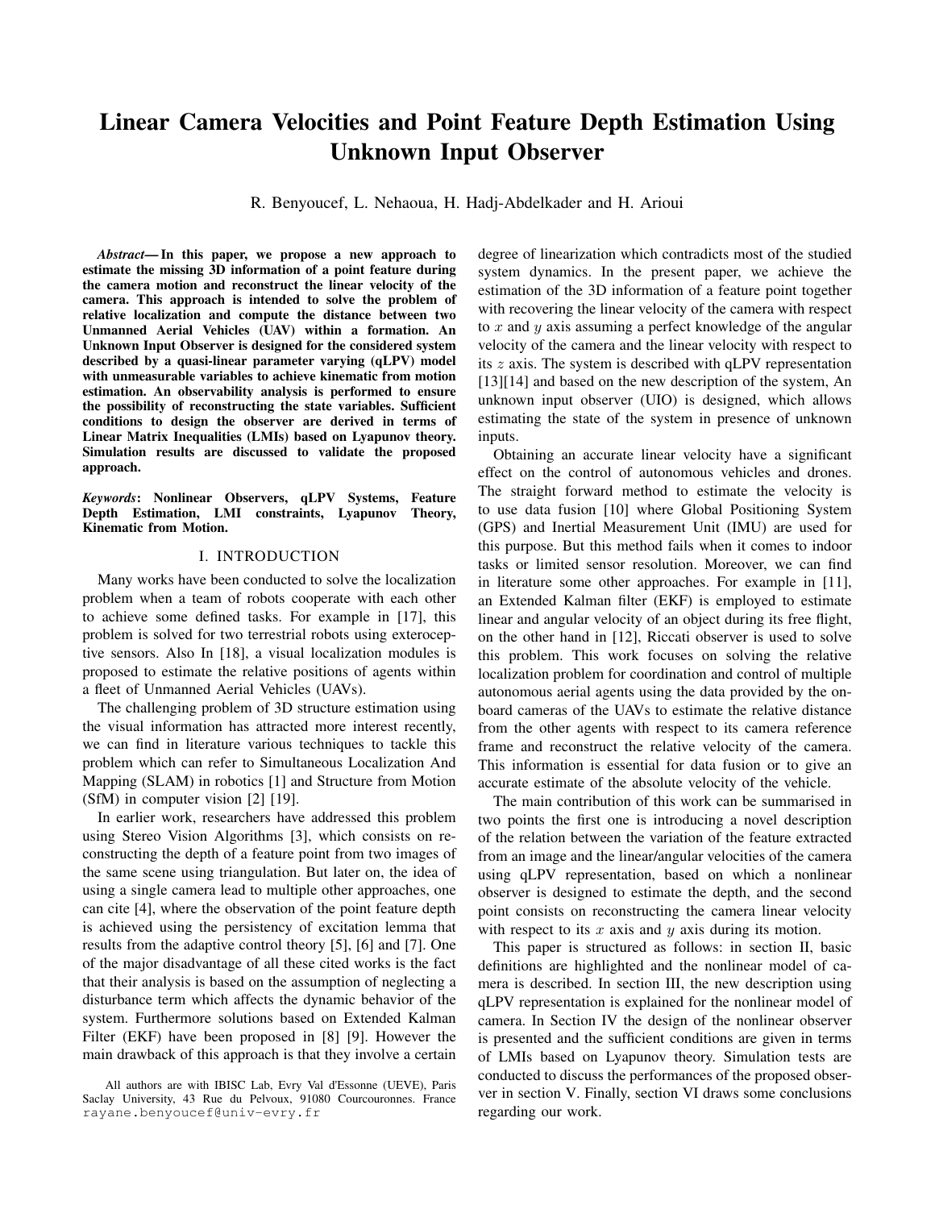# Linear Camera Velocities and Point Feature Depth Estimation Using Unknown Input Observer

R. Benyoucef, L. Nehaoua, H. Hadj-Abdelkader and H. Arioui

***Abstract*— In this paper, we propose a new approach to estimate the missing 3D information of a point feature during the camera motion and reconstruct the linear velocity of the camera. This approach is intended to solve the problem of relative localization and compute the distance between two Unmanned Aerial Vehicles (UAV) within a formation. An Unknown Input Observer is designed for the considered system described by a quasi-linear parameter varying (qLPV) model with unmeasurable variables to achieve kinematic from motion estimation. An observability analysis is performed to ensure the possibility of reconstructing the state variables. Sufficient conditions to design the observer are derived in terms of Linear Matrix Inequalities (LMIs) based on Lyapunov theory. Simulation results are discussed to validate the proposed approach.**

***Keywords*: Nonlinear Observers, qLPV Systems, Feature Depth Estimation, LMI constraints, Lyapunov Theory, Kinematic from Motion.**

## I. INTRODUCTION

Many works have been conducted to solve the localization problem when a team of robots cooperate with each other to achieve some defined tasks. For example in [17], this problem is solved for two terrestrial robots using exteroceptive sensors. Also In [18], a visual localization modules is proposed to estimate the relative positions of agents within a fleet of Unmanned Aerial Vehicles (UAVs).

The challenging problem of 3D structure estimation using the visual information has attracted more interest recently, we can find in literature various techniques to tackle this problem which can refer to Simultaneous Localization And Mapping (SLAM) in robotics [1] and Structure from Motion (SfM) in computer vision [2] [19].

In earlier work, researchers have addressed this problem using Stereo Vision Algorithms [3], which consists on reconstructing the depth of a feature point from two images of the same scene using triangulation. But later on, the idea of using a single camera lead to multiple other approaches, one can cite [4], where the observation of the point feature depth is achieved using the persistency of excitation lemma that results from the adaptive control theory [5], [6] and [7]. One of the major disadvantage of all these cited works is the fact that their analysis is based on the assumption of neglecting a disturbance term which affects the dynamic behavior of the system. Furthermore solutions based on Extended Kalman Filter (EKF) have been proposed in [8] [9]. However the main drawback of this approach is that they involve a certain degree of linearization which contradicts most of the studied system dynamics. In the present paper, we achieve the estimation of the 3D information of a feature point together with recovering the linear velocity of the camera with respect to $x$ and $y$ axis assuming a perfect knowledge of the angular velocity of the camera and the linear velocity with respect to its $z$ axis. The system is described with qLPV representation [13][14] and based on the new description of the system, An unknown input observer (UIO) is designed, which allows estimating the state of the system in presence of unknown inputs.

Obtaining an accurate linear velocity have a significant effect on the control of autonomous vehicles and drones. The straight forward method to estimate the velocity is to use data fusion [10] where Global Positioning System (GPS) and Inertial Measurement Unit (IMU) are used for this purpose. But this method fails when it comes to indoor tasks or limited sensor resolution. Moreover, we can find in literature some other approaches. For example in [11], an Extended Kalman filter (EKF) is employed to estimate linear and angular velocity of an object during its free flight, on the other hand in [12], Riccati observer is used to solve this problem. This work focuses on solving the relative localization problem for coordination and control of multiple autonomous aerial agents using the data provided by the on-board cameras of the UAVs to estimate the relative distance from the other agents with respect to its camera reference frame and reconstruct the relative velocity of the camera. This information is essential for data fusion or to give an accurate estimate of the absolute velocity of the vehicle.

The main contribution of this work can be summarised in two points the first one is introducing a novel description of the relation between the variation of the feature extracted from an image and the linear/angular velocities of the camera using qLPV representation, based on which a nonlinear observer is designed to estimate the depth, and the second point consists on reconstructing the camera linear velocity with respect to its $x$ axis and $y$ axis during its motion.

This paper is structured as follows: in section II, basic definitions are highlighted and the nonlinear model of camera is described. In section III, the new description using qLPV representation is explained for the nonlinear model of camera. In Section IV the design of the nonlinear observer is presented and the sufficient conditions are given in terms of LMIs based on Lyapunov theory. Simulation tests are conducted to discuss the performances of the proposed observer in section V. Finally, section VI draws some conclusions regarding our work.

All authors are with IBISC Lab, Evry Val d'Essonne (UEVE), Paris Saclay University, 43 Rue du Pelvoux, 91080 Courcouronnes. France rayane.benyoucef@univ-evry.fr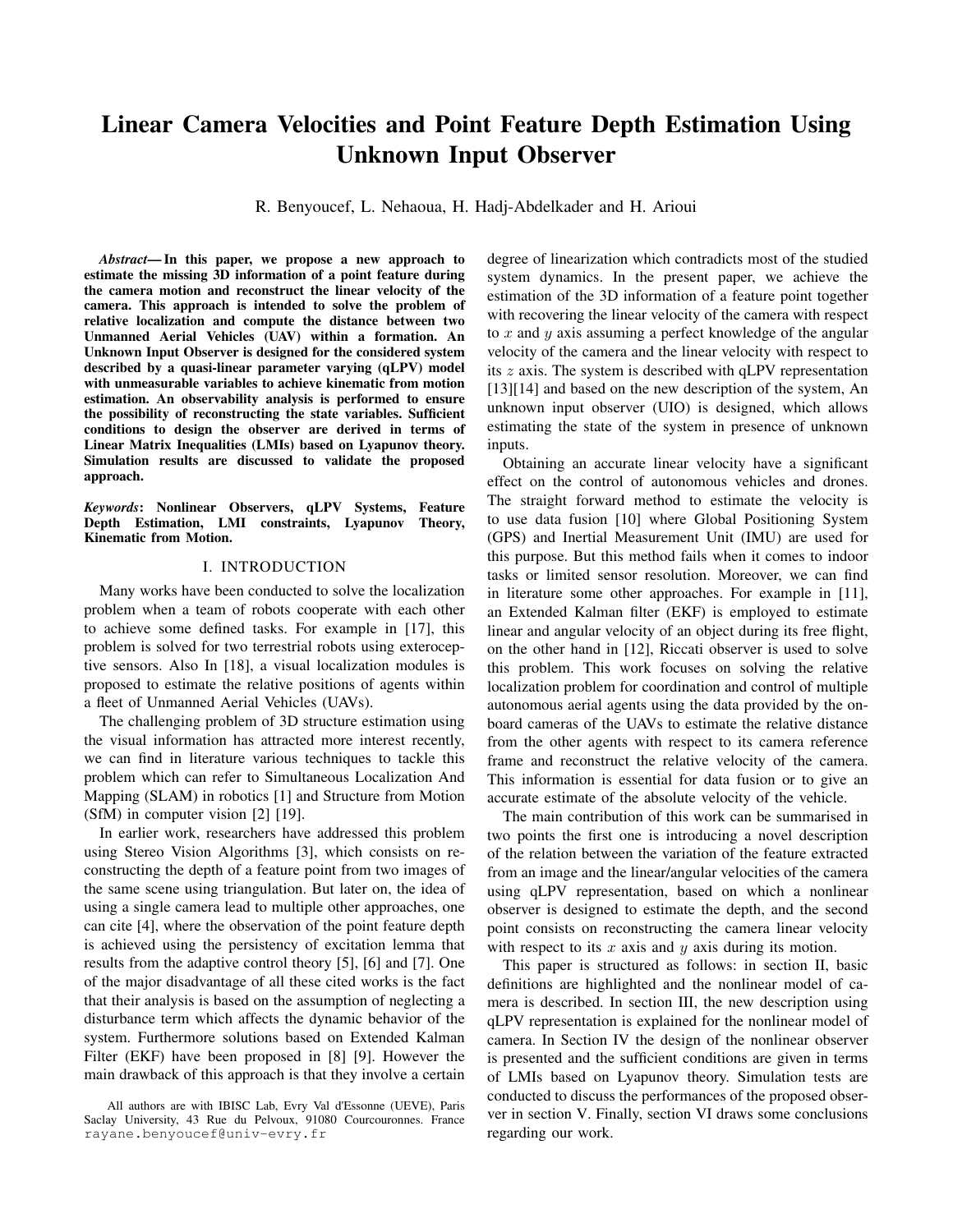# Linear Camera Velocities and Point Feature Depth Estimation Using Unknown Input Observer

R. Benyoucef, L. Nehaoua, H. Hadj-Abdelkader and H. Arioui

***Abstract*— In this paper, we propose a new approach to estimate the missing 3D information of a point feature during the camera motion and reconstruct the linear velocity of the camera. This approach is intended to solve the problem of relative localization and compute the distance between two Unmanned Aerial Vehicles (UAV) within a formation. An Unknown Input Observer is designed for the considered system described by a quasi-linear parameter varying (qLPV) model with unmeasurable variables to achieve kinematic from motion estimation. An observability analysis is performed to ensure the possibility of reconstructing the state variables. Sufficient conditions to design the observer are derived in terms of Linear Matrix Inequalities (LMIs) based on Lyapunov theory. Simulation results are discussed to validate the proposed approach.**

***Keywords*: Nonlinear Observers, qLPV Systems, Feature Depth Estimation, LMI constraints, Lyapunov Theory, Kinematic from Motion.**

## I. INTRODUCTION

Many works have been conducted to solve the localization problem when a team of robots cooperate with each other to achieve some defined tasks. For example in [17], this problem is solved for two terrestrial robots using exteroceptive sensors. Also In [18], a visual localization modules is proposed to estimate the relative positions of agents within a fleet of Unmanned Aerial Vehicles (UAVs).

The challenging problem of 3D structure estimation using the visual information has attracted more interest recently, we can find in literature various techniques to tackle this problem which can refer to Simultaneous Localization And Mapping (SLAM) in robotics [1] and Structure from Motion (SfM) in computer vision [2] [19].

In earlier work, researchers have addressed this problem using Stereo Vision Algorithms [3], which consists on reconstructing the depth of a feature point from two images of the same scene using triangulation. But later on, the idea of using a single camera lead to multiple other approaches, one can cite [4], where the observation of the point feature depth is achieved using the persistency of excitation lemma that results from the adaptive control theory [5], [6] and [7]. One of the major disadvantage of all these cited works is the fact that their analysis is based on the assumption of neglecting a disturbance term which affects the dynamic behavior of the system. Furthermore solutions based on Extended Kalman Filter (EKF) have been proposed in [8] [9]. However the main drawback of this approach is that they involve a certain degree of linearization which contradicts most of the studied system dynamics. In the present paper, we achieve the estimation of the 3D information of a feature point together with recovering the linear velocity of the camera with respect to $x$ and $y$ axis assuming a perfect knowledge of the angular velocity of the camera and the linear velocity with respect to its $z$ axis. The system is described with qLPV representation [13][14] and based on the new description of the system, An unknown input observer (UIO) is designed, which allows estimating the state of the system in presence of unknown inputs.

Obtaining an accurate linear velocity have a significant effect on the control of autonomous vehicles and drones. The straight forward method to estimate the velocity is to use data fusion [10] where Global Positioning System (GPS) and Inertial Measurement Unit (IMU) are used for this purpose. But this method fails when it comes to indoor tasks or limited sensor resolution. Moreover, we can find in literature some other approaches. For example in [11], an Extended Kalman filter (EKF) is employed to estimate linear and angular velocity of an object during its free flight, on the other hand in [12], Riccati observer is used to solve this problem. This work focuses on solving the relative localization problem for coordination and control of multiple autonomous aerial agents using the data provided by the onboard cameras of the UAVs to estimate the relative distance from the other agents with respect to its camera reference frame and reconstruct the relative velocity of the camera. This information is essential for data fusion or to give an accurate estimate of the absolute velocity of the vehicle.

The main contribution of this work can be summarised in two points the first one is introducing a novel description of the relation between the variation of the feature extracted from an image and the linear/angular velocities of the camera using qLPV representation, based on which a nonlinear observer is designed to estimate the depth, and the second point consists on reconstructing the camera linear velocity with respect to its $x$ axis and $y$ axis during its motion.

This paper is structured as follows: in section II, basic definitions are highlighted and the nonlinear model of camera is described. In section III, the new description using qLPV representation is explained for the nonlinear model of camera. In Section IV the design of the nonlinear observer is presented and the sufficient conditions are given in terms of LMIs based on Lyapunov theory. Simulation tests are conducted to discuss the performances of the proposed observer in section V. Finally, section VI draws some conclusions regarding our work.

All authors are with IBISC Lab, Evry Val d'Essonne (UEVE), Paris Saclay University, 43 Rue du Pelvoux, 91080 Courcouronnes. France rayane.benyoucef@univ-evry.fr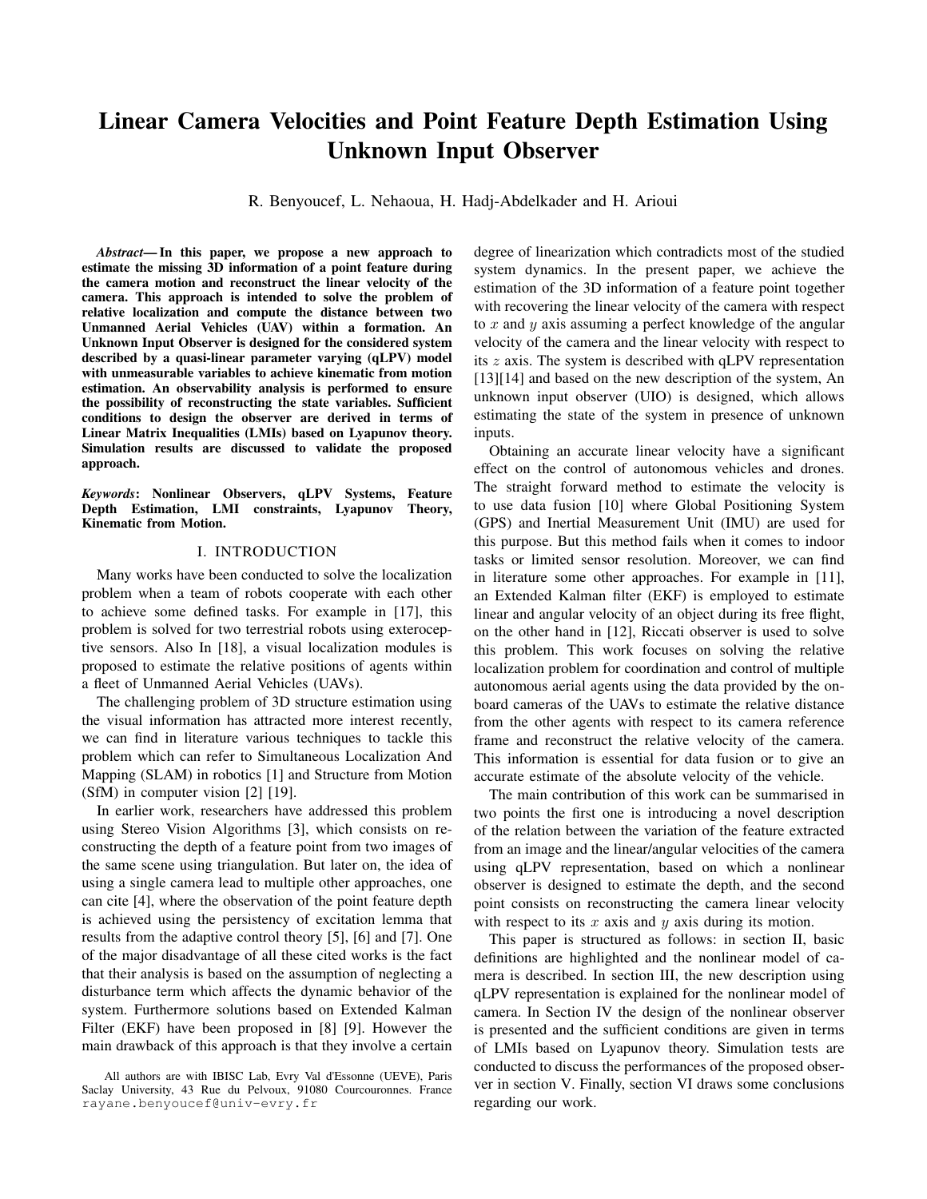# Linear Camera Velocities and Point Feature Depth Estimation Using Unknown Input Observer

R. Benyoucef, L. Nehaoua, H. Hadj-Abdelkader and H. Arioui

***Abstract*— In this paper, we propose a new approach to estimate the missing 3D information of a point feature during the camera motion and reconstruct the linear velocity of the camera. This approach is intended to solve the problem of relative localization and compute the distance between two Unmanned Aerial Vehicles (UAV) within a formation. An Unknown Input Observer is designed for the considered system described by a quasi-linear parameter varying (qLPV) model with unmeasurable variables to achieve kinematic from motion estimation. An observability analysis is performed to ensure the possibility of reconstructing the state variables. Sufficient conditions to design the observer are derived in terms of Linear Matrix Inequalities (LMIs) based on Lyapunov theory. Simulation results are discussed to validate the proposed approach.**

***Keywords*: Nonlinear Observers, qLPV Systems, Feature Depth Estimation, LMI constraints, Lyapunov Theory, Kinematic from Motion.**

## I. INTRODUCTION

Many works have been conducted to solve the localization problem when a team of robots cooperate with each other to achieve some defined tasks. For example in [17], this problem is solved for two terrestrial robots using exteroceptive sensors. Also In [18], a visual localization modules is proposed to estimate the relative positions of agents within a fleet of Unmanned Aerial Vehicles (UAVs).

The challenging problem of 3D structure estimation using the visual information has attracted more interest recently, we can find in literature various techniques to tackle this problem which can refer to Simultaneous Localization And Mapping (SLAM) in robotics [1] and Structure from Motion (SfM) in computer vision [2] [19].

In earlier work, researchers have addressed this problem using Stereo Vision Algorithms [3], which consists on reconstructing the depth of a feature point from two images of the same scene using triangulation. But later on, the idea of using a single camera lead to multiple other approaches, one can cite [4], where the observation of the point feature depth is achieved using the persistency of excitation lemma that results from the adaptive control theory [5], [6] and [7]. One of the major disadvantage of all these cited works is the fact that their analysis is based on the assumption of neglecting a disturbance term which affects the dynamic behavior of the system. Furthermore solutions based on Extended Kalman Filter (EKF) have been proposed in [8] [9]. However the main drawback of this approach is that they involve a certain degree of linearization which contradicts most of the studied system dynamics. In the present paper, we achieve the estimation of the 3D information of a feature point together with recovering the linear velocity of the camera with respect to $x$ and $y$ axis assuming a perfect knowledge of the angular velocity of the camera and the linear velocity with respect to its $z$ axis. The system is described with qLPV representation [13][14] and based on the new description of the system, An unknown input observer (UIO) is designed, which allows estimating the state of the system in presence of unknown inputs.

Obtaining an accurate linear velocity have a significant effect on the control of autonomous vehicles and drones. The straight forward method to estimate the velocity is to use data fusion [10] where Global Positioning System (GPS) and Inertial Measurement Unit (IMU) are used for this purpose. But this method fails when it comes to indoor tasks or limited sensor resolution. Moreover, we can find in literature some other approaches. For example in [11], an Extended Kalman filter (EKF) is employed to estimate linear and angular velocity of an object during its free flight, on the other hand in [12], Riccati observer is used to solve this problem. This work focuses on solving the relative localization problem for coordination and control of multiple autonomous aerial agents using the data provided by the onboard cameras of the UAVs to estimate the relative distance from the other agents with respect to its camera reference frame and reconstruct the relative velocity of the camera. This information is essential for data fusion or to give an accurate estimate of the absolute velocity of the vehicle.

The main contribution of this work can be summarised in two points the first one is introducing a novel description of the relation between the variation of the feature extracted from an image and the linear/angular velocities of the camera using qLPV representation, based on which a nonlinear observer is designed to estimate the depth, and the second point consists on reconstructing the camera linear velocity with respect to its $x$ axis and $y$ axis during its motion.

This paper is structured as follows: in section II, basic definitions are highlighted and the nonlinear model of camera is described. In section III, the new description using qLPV representation is explained for the nonlinear model of camera. In Section IV the design of the nonlinear observer is presented and the sufficient conditions are given in terms of LMIs based on Lyapunov theory. Simulation tests are conducted to discuss the performances of the proposed observer in section V. Finally, section VI draws some conclusions regarding our work.

All authors are with IBISC Lab, Evry Val d'Essonne (UEVE), Paris Saclay University, 43 Rue du Pelvoux, 91080 Courcouronnes. France rayane.benyoucef@univ-evry.fr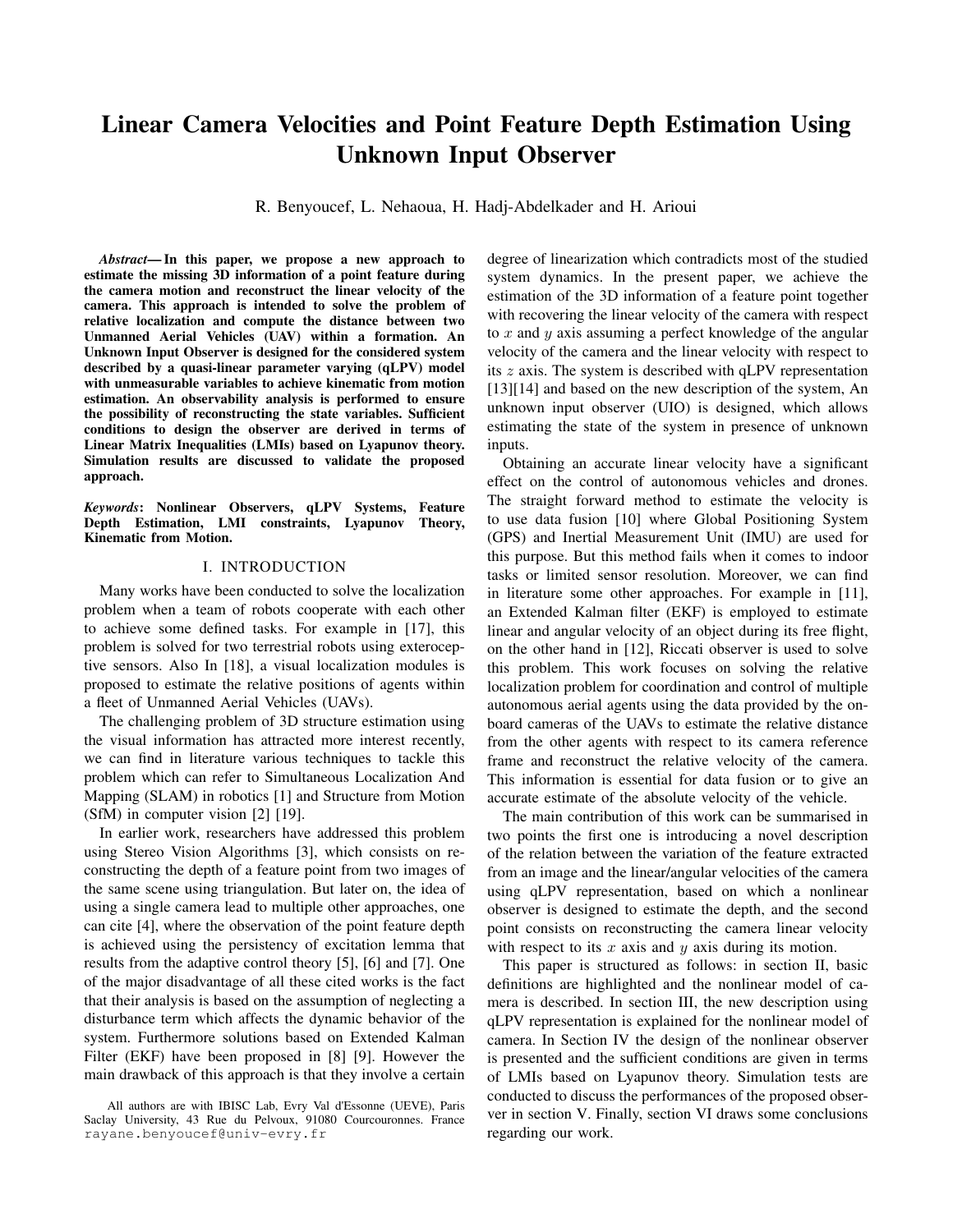# Linear Camera Velocities and Point Feature Depth Estimation Using Unknown Input Observer

R. Benyoucef, L. Nehaoua, H. Hadj-Abdelkader and H. Arioui

***Abstract*— In this paper, we propose a new approach to estimate the missing 3D information of a point feature during the camera motion and reconstruct the linear velocity of the camera. This approach is intended to solve the problem of relative localization and compute the distance between two Unmanned Aerial Vehicles (UAV) within a formation. An Unknown Input Observer is designed for the considered system described by a quasi-linear parameter varying (qLPV) model with unmeasurable variables to achieve kinematic from motion estimation. An observability analysis is performed to ensure the possibility of reconstructing the state variables. Sufficient conditions to design the observer are derived in terms of Linear Matrix Inequalities (LMIs) based on Lyapunov theory. Simulation results are discussed to validate the proposed approach.**

***Keywords*: Nonlinear Observers, qLPV Systems, Feature Depth Estimation, LMI constraints, Lyapunov Theory, Kinematic from Motion.**

## I. INTRODUCTION

Many works have been conducted to solve the localization problem when a team of robots cooperate with each other to achieve some defined tasks. For example in [17], this problem is solved for two terrestrial robots using exteroceptive sensors. Also In [18], a visual localization modules is proposed to estimate the relative positions of agents within a fleet of Unmanned Aerial Vehicles (UAVs).

The challenging problem of 3D structure estimation using the visual information has attracted more interest recently, we can find in literature various techniques to tackle this problem which can refer to Simultaneous Localization And Mapping (SLAM) in robotics [1] and Structure from Motion (SfM) in computer vision [2] [19].

In earlier work, researchers have addressed this problem using Stereo Vision Algorithms [3], which consists on reconstructing the depth of a feature point from two images of the same scene using triangulation. But later on, the idea of using a single camera lead to multiple other approaches, one can cite [4], where the observation of the point feature depth is achieved using the persistency of excitation lemma that results from the adaptive control theory [5], [6] and [7]. One of the major disadvantage of all these cited works is the fact that their analysis is based on the assumption of neglecting a disturbance term which affects the dynamic behavior of the system. Furthermore solutions based on Extended Kalman Filter (EKF) have been proposed in [8] [9]. However the main drawback of this approach is that they involve a certain degree of linearization which contradicts most of the studied system dynamics. In the present paper, we achieve the estimation of the 3D information of a feature point together with recovering the linear velocity of the camera with respect to $x$ and $y$ axis assuming a perfect knowledge of the angular velocity of the camera and the linear velocity with respect to its $z$ axis. The system is described with qLPV representation [13][14] and based on the new description of the system, An unknown input observer (UIO) is designed, which allows estimating the state of the system in presence of unknown inputs.

Obtaining an accurate linear velocity have a significant effect on the control of autonomous vehicles and drones. The straight forward method to estimate the velocity is to use data fusion [10] where Global Positioning System (GPS) and Inertial Measurement Unit (IMU) are used for this purpose. But this method fails when it comes to indoor tasks or limited sensor resolution. Moreover, we can find in literature some other approaches. For example in [11], an Extended Kalman filter (EKF) is employed to estimate linear and angular velocity of an object during its free flight, on the other hand in [12], Riccati observer is used to solve this problem. This work focuses on solving the relative localization problem for coordination and control of multiple autonomous aerial agents using the data provided by the onboard cameras of the UAVs to estimate the relative distance from the other agents with respect to its camera reference frame and reconstruct the relative velocity of the camera. This information is essential for data fusion or to give an accurate estimate of the absolute velocity of the vehicle.

The main contribution of this work can be summarised in two points the first one is introducing a novel description of the relation between the variation of the feature extracted from an image and the linear/angular velocities of the camera using qLPV representation, based on which a nonlinear observer is designed to estimate the depth, and the second point consists on reconstructing the camera linear velocity with respect to its $x$ axis and $y$ axis during its motion.

This paper is structured as follows: in section II, basic definitions are highlighted and the nonlinear model of camera is described. In section III, the new description using qLPV representation is explained for the nonlinear model of camera. In Section IV the design of the nonlinear observer is presented and the sufficient conditions are given in terms of LMIs based on Lyapunov theory. Simulation tests are conducted to discuss the performances of the proposed observer in section V. Finally, section VI draws some conclusions regarding our work.

All authors are with IBISC Lab, Evry Val d'Essonne (UEVE), Paris Saclay University, 43 Rue du Pelvoux, 91080 Courcouronnes. France rayane.benyoucef@univ-evry.fr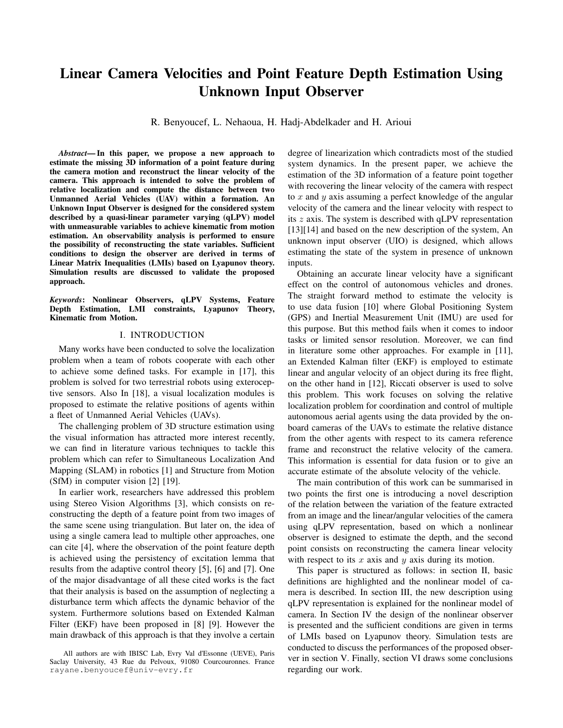# Linear Camera Velocities and Point Feature Depth Estimation Using Unknown Input Observer

R. Benyoucef, L. Nehaoua, H. Hadj-Abdelkader and H. Arioui

***Abstract*— In this paper, we propose a new approach to estimate the missing 3D information of a point feature during the camera motion and reconstruct the linear velocity of the camera. This approach is intended to solve the problem of relative localization and compute the distance between two Unmanned Aerial Vehicles (UAV) within a formation. An Unknown Input Observer is designed for the considered system described by a quasi-linear parameter varying (qLPV) model with unmeasurable variables to achieve kinematic from motion estimation. An observability analysis is performed to ensure the possibility of reconstructing the state variables. Sufficient conditions to design the observer are derived in terms of Linear Matrix Inequalities (LMIs) based on Lyapunov theory. Simulation results are discussed to validate the proposed approach.**

***Keywords*: Nonlinear Observers, qLPV Systems, Feature Depth Estimation, LMI constraints, Lyapunov Theory, Kinematic from Motion.**

## I. INTRODUCTION

Many works have been conducted to solve the localization problem when a team of robots cooperate with each other to achieve some defined tasks. For example in [17], this problem is solved for two terrestrial robots using exteroceptive sensors. Also In [18], a visual localization modules is proposed to estimate the relative positions of agents within a fleet of Unmanned Aerial Vehicles (UAVs).

The challenging problem of 3D structure estimation using the visual information has attracted more interest recently, we can find in literature various techniques to tackle this problem which can refer to Simultaneous Localization And Mapping (SLAM) in robotics [1] and Structure from Motion (SfM) in computer vision [2] [19].

In earlier work, researchers have addressed this problem using Stereo Vision Algorithms [3], which consists on reconstructing the depth of a feature point from two images of the same scene using triangulation. But later on, the idea of using a single camera lead to multiple other approaches, one can cite [4], where the observation of the point feature depth is achieved using the persistency of excitation lemma that results from the adaptive control theory [5], [6] and [7]. One of the major disadvantage of all these cited works is the fact that their analysis is based on the assumption of neglecting a disturbance term which affects the dynamic behavior of the system. Furthermore solutions based on Extended Kalman Filter (EKF) have been proposed in [8] [9]. However the main drawback of this approach is that they involve a certain degree of linearization which contradicts most of the studied system dynamics. In the present paper, we achieve the estimation of the 3D information of a feature point together with recovering the linear velocity of the camera with respect to $x$ and $y$ axis assuming a perfect knowledge of the angular velocity of the camera and the linear velocity with respect to its $z$ axis. The system is described with qLPV representation [13][14] and based on the new description of the system, An unknown input observer (UIO) is designed, which allows estimating the state of the system in presence of unknown inputs.

Obtaining an accurate linear velocity have a significant effect on the control of autonomous vehicles and drones. The straight forward method to estimate the velocity is to use data fusion [10] where Global Positioning System (GPS) and Inertial Measurement Unit (IMU) are used for this purpose. But this method fails when it comes to indoor tasks or limited sensor resolution. Moreover, we can find in literature some other approaches. For example in [11], an Extended Kalman filter (EKF) is employed to estimate linear and angular velocity of an object during its free flight, on the other hand in [12], Riccati observer is used to solve this problem. This work focuses on solving the relative localization problem for coordination and control of multiple autonomous aerial agents using the data provided by the on-board cameras of the UAVs to estimate the relative distance from the other agents with respect to its camera reference frame and reconstruct the relative velocity of the camera. This information is essential for data fusion or to give an accurate estimate of the absolute velocity of the vehicle.

The main contribution of this work can be summarised in two points the first one is introducing a novel description of the relation between the variation of the feature extracted from an image and the linear/angular velocities of the camera using qLPV representation, based on which a nonlinear observer is designed to estimate the depth, and the second point consists on reconstructing the camera linear velocity with respect to its $x$ axis and $y$ axis during its motion.

This paper is structured as follows: in section II, basic definitions are highlighted and the nonlinear model of camera is described. In section III, the new description using qLPV representation is explained for the nonlinear model of camera. In Section IV the design of the nonlinear observer is presented and the sufficient conditions are given in terms of LMIs based on Lyapunov theory. Simulation tests are conducted to discuss the performances of the proposed observer in section V. Finally, section VI draws some conclusions regarding our work.

All authors are with IBISC Lab, Evry Val d'Essonne (UEVE), Paris Saclay University, 43 Rue du Pelvoux, 91080 Courcouronnes. France rayane.benyoucef@univ-evry.fr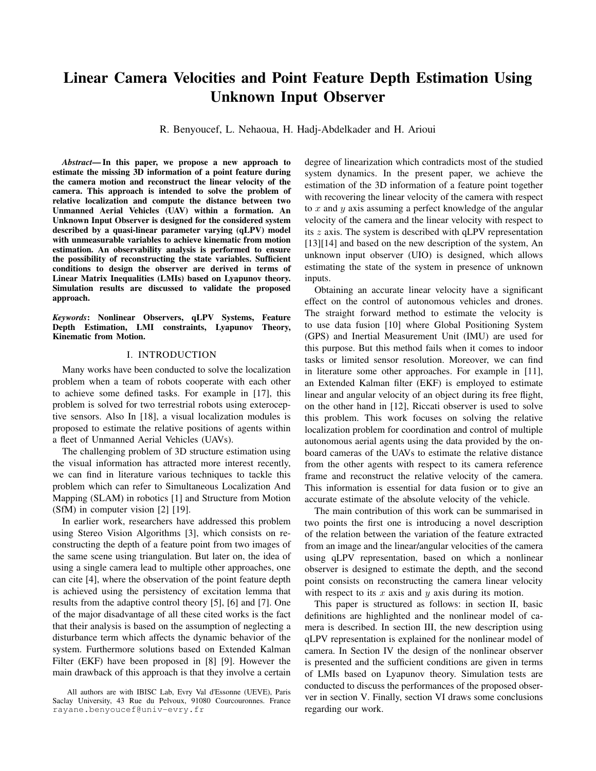# Linear Camera Velocities and Point Feature Depth Estimation Using Unknown Input Observer

R. Benyoucef, L. Nehaoua, H. Hadj-Abdelkader and H. Arioui

***Abstract*— In this paper, we propose a new approach to estimate the missing 3D information of a point feature during the camera motion and reconstruct the linear velocity of the camera. This approach is intended to solve the problem of relative localization and compute the distance between two Unmanned Aerial Vehicles (UAV) within a formation. An Unknown Input Observer is designed for the considered system described by a quasi-linear parameter varying (qLPV) model with unmeasurable variables to achieve kinematic from motion estimation. An observability analysis is performed to ensure the possibility of reconstructing the state variables. Sufficient conditions to design the observer are derived in terms of Linear Matrix Inequalities (LMIs) based on Lyapunov theory. Simulation results are discussed to validate the proposed approach.**

***Keywords*: Nonlinear Observers, qLPV Systems, Feature Depth Estimation, LMI constraints, Lyapunov Theory, Kinematic from Motion.**

## I. INTRODUCTION

Many works have been conducted to solve the localization problem when a team of robots cooperate with each other to achieve some defined tasks. For example in [17], this problem is solved for two terrestrial robots using exteroceptive sensors. Also In [18], a visual localization modules is proposed to estimate the relative positions of agents within a fleet of Unmanned Aerial Vehicles (UAVs).

The challenging problem of 3D structure estimation using the visual information has attracted more interest recently, we can find in literature various techniques to tackle this problem which can refer to Simultaneous Localization And Mapping (SLAM) in robotics [1] and Structure from Motion (SfM) in computer vision [2] [19].

In earlier work, researchers have addressed this problem using Stereo Vision Algorithms [3], which consists on reconstructing the depth of a feature point from two images of the same scene using triangulation. But later on, the idea of using a single camera lead to multiple other approaches, one can cite [4], where the observation of the point feature depth is achieved using the persistency of excitation lemma that results from the adaptive control theory [5], [6] and [7]. One of the major disadvantage of all these cited works is the fact that their analysis is based on the assumption of neglecting a disturbance term which affects the dynamic behavior of the system. Furthermore solutions based on Extended Kalman Filter (EKF) have been proposed in [8] [9]. However the main drawback of this approach is that they involve a certain degree of linearization which contradicts most of the studied system dynamics. In the present paper, we achieve the estimation of the 3D information of a feature point together with recovering the linear velocity of the camera with respect to $x$ and $y$ axis assuming a perfect knowledge of the angular velocity of the camera and the linear velocity with respect to its $z$ axis. The system is described with qLPV representation [13][14] and based on the new description of the system, An unknown input observer (UIO) is designed, which allows estimating the state of the system in presence of unknown inputs.

Obtaining an accurate linear velocity have a significant effect on the control of autonomous vehicles and drones. The straight forward method to estimate the velocity is to use data fusion [10] where Global Positioning System (GPS) and Inertial Measurement Unit (IMU) are used for this purpose. But this method fails when it comes to indoor tasks or limited sensor resolution. Moreover, we can find in literature some other approaches. For example in [11], an Extended Kalman filter (EKF) is employed to estimate linear and angular velocity of an object during its free flight, on the other hand in [12], Riccati observer is used to solve this problem. This work focuses on solving the relative localization problem for coordination and control of multiple autonomous aerial agents using the data provided by the onboard cameras of the UAVs to estimate the relative distance from the other agents with respect to its camera reference frame and reconstruct the relative velocity of the camera. This information is essential for data fusion or to give an accurate estimate of the absolute velocity of the vehicle.

The main contribution of this work can be summarised in two points the first one is introducing a novel description of the relation between the variation of the feature extracted from an image and the linear/angular velocities of the camera using qLPV representation, based on which a nonlinear observer is designed to estimate the depth, and the second point consists on reconstructing the camera linear velocity with respect to its $x$ axis and $y$ axis during its motion.

This paper is structured as follows: in section II, basic definitions are highlighted and the nonlinear model of camera is described. In section III, the new description using qLPV representation is explained for the nonlinear model of camera. In Section IV the design of the nonlinear observer is presented and the sufficient conditions are given in terms of LMIs based on Lyapunov theory. Simulation tests are conducted to discuss the performances of the proposed observer in section V. Finally, section VI draws some conclusions regarding our work.

All authors are with IBISC Lab, Evry Val d'Essonne (UEVE), Paris Saclay University, 43 Rue du Pelvoux, 91080 Courcouronnes. France rayane.benyoucef@univ-evry.fr